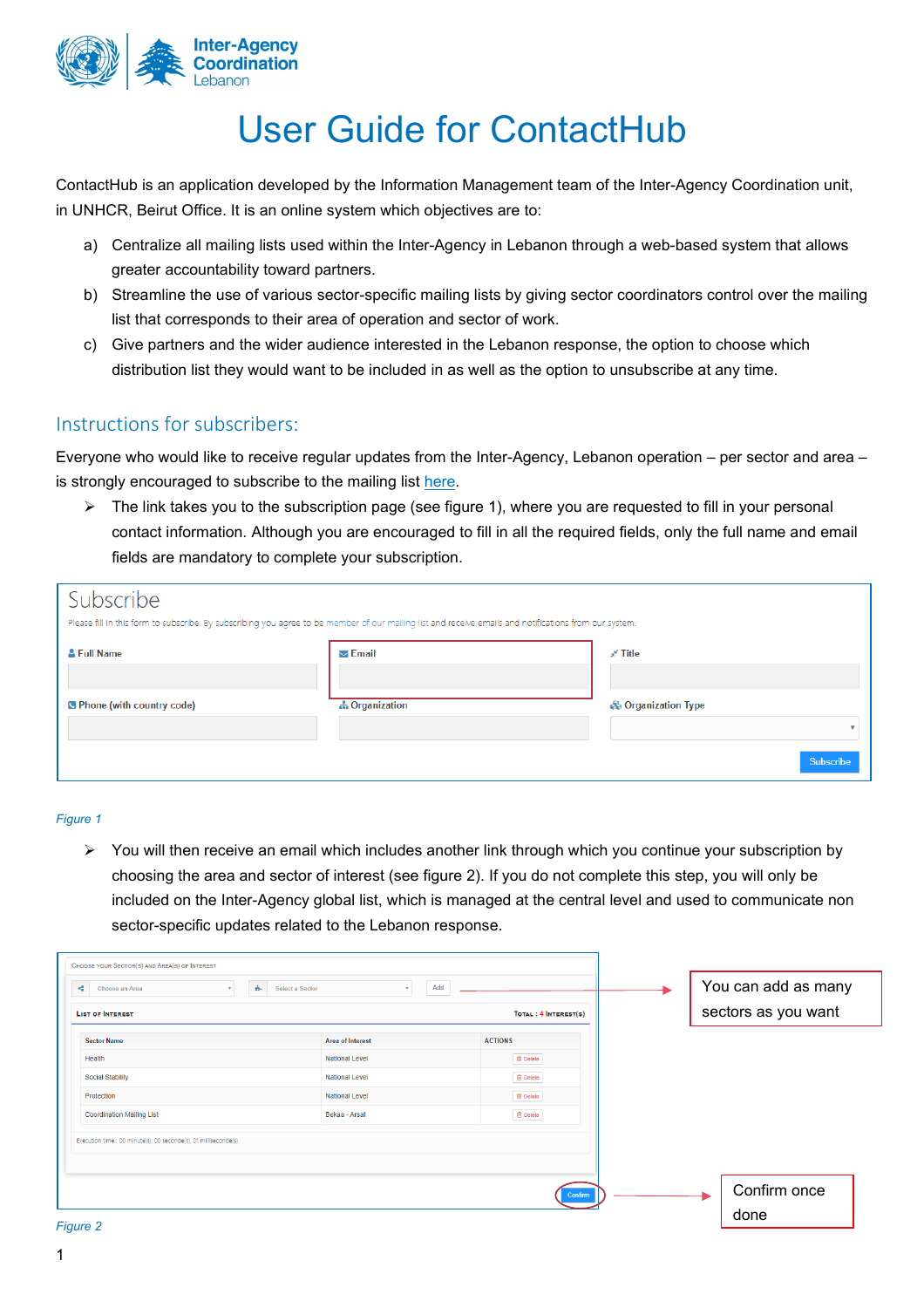# User Guide for ContactHub

ContactHub is an application developed by the Information Management team of the Inter-Agency Coordination unit, in UNHCR, Beirut Office. It is an online system which objectives are to:

a) Centralize all mailing lists used within the Inter-Agency in Lebanon through a web-based system that allows greater accountability toward partners.

b) Streamline the use of various sector-specific mailing lists by giving sector coordinators control over the mailing list that corresponds to their area of operation and sector of work.

c) Give partners and the wider audience interested in the Lebanon response, the option to choose which distribution list they would want to be included in as well as the option to unsubscribe at any time.

## Instructions for subscribers:

Everyone who would like to receive regular updates from the Inter-Agency, Lebanon operation – per sector and area – is strongly encouraged to subscribe to the mailing list here.

- The link takes you to the subscription page (see figure 1), where you are requested to fill in your personal contact information. Although you are encouraged to fill in all the required fields, only the full name and email fields are mandatory to complete your subscription.

*Figure 1*

- You will then receive an email which includes another link through which you continue your subscription by choosing the area and sector of interest (see figure 2). If you do not complete this step, you will only be included on the Inter-Agency global list, which is managed at the central level and used to communicate non sector-specific updates related to the Lebanon response.

You can add as many sectors as you want

Confirm once done

*Figure 2*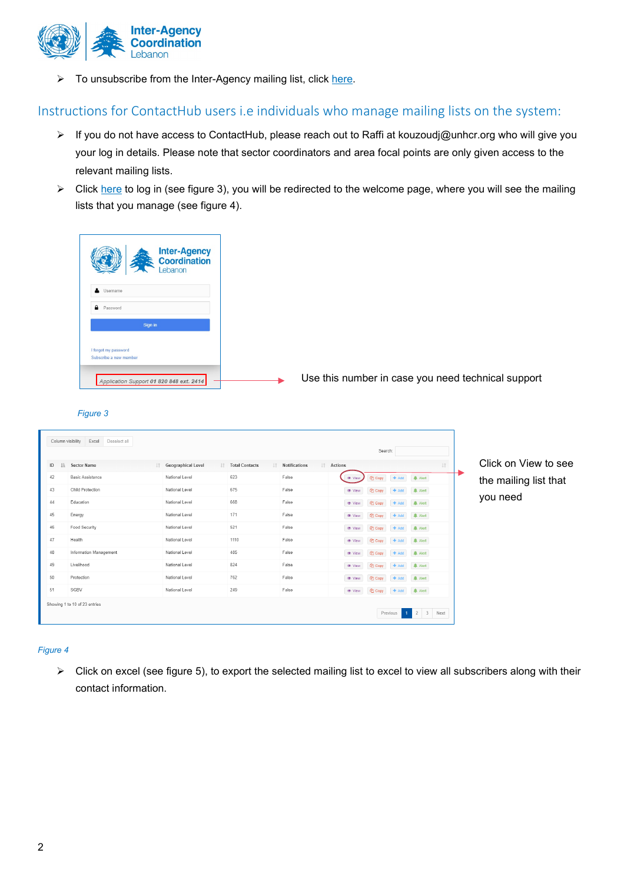- To unsubscribe from the Inter-Agency mailing list, click here.

## Instructions for ContactHub users i.e individuals who manage mailing lists on the system:

- If you do not have access to ContactHub, please reach out to Raffi at kouzoudj@unhcr.org who will give you your log in details. Please note that sector coordinators and area focal points are only given access to the relevant mailing lists.
- Click here to log in (see figure 3), you will be redirected to the welcome page, where you will see the mailing lists that you manage (see figure 4).

Use this number in case you need technical support

*Figure 3*

Click on View to see the mailing list that you need

*Figure 4*

- Click on excel (see figure 5), to export the selected mailing list to excel to view all subscribers along with their contact information.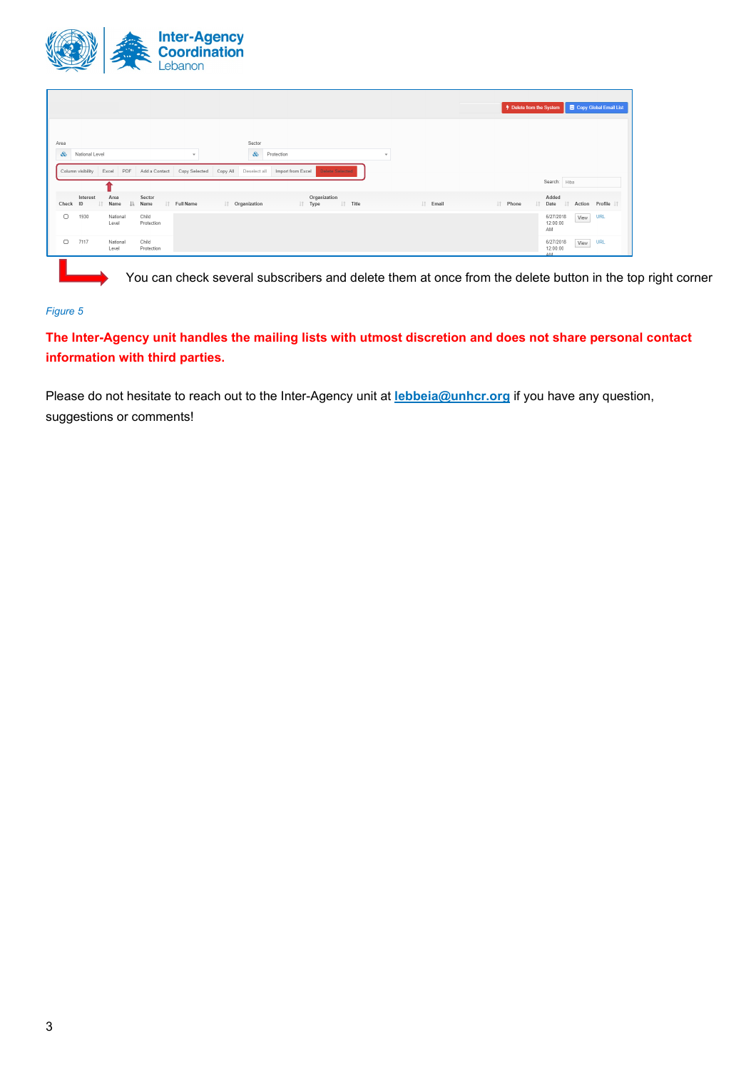You can check several subscribers and delete them at once from the delete button in the top right corner

*Figure 5*

**The Inter-Agency unit handles the mailing lists with utmost discretion and does not share personal contact information with third parties.**

Please do not hesitate to reach out to the Inter-Agency unit at **[lebbeia@unhcr.org](mailto:lebbeia@unhcr.org)** if you have any question, suggestions or comments!